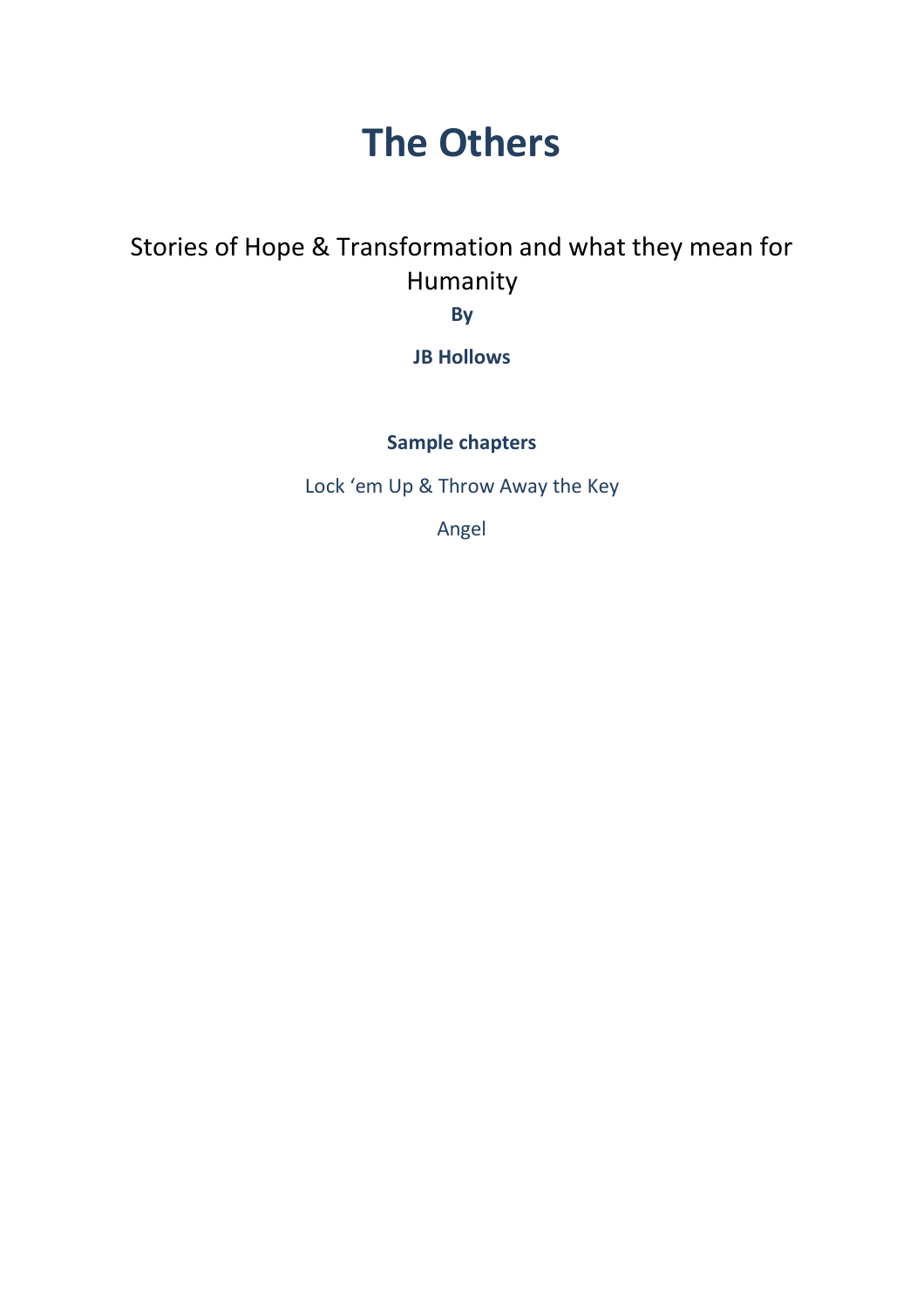# The Others

Stories of Hope & Transformation and what they mean for Humanity

**By**

**JB Hollows**

**Sample chapters**

Lock 'em Up & Throw Away the Key

Angel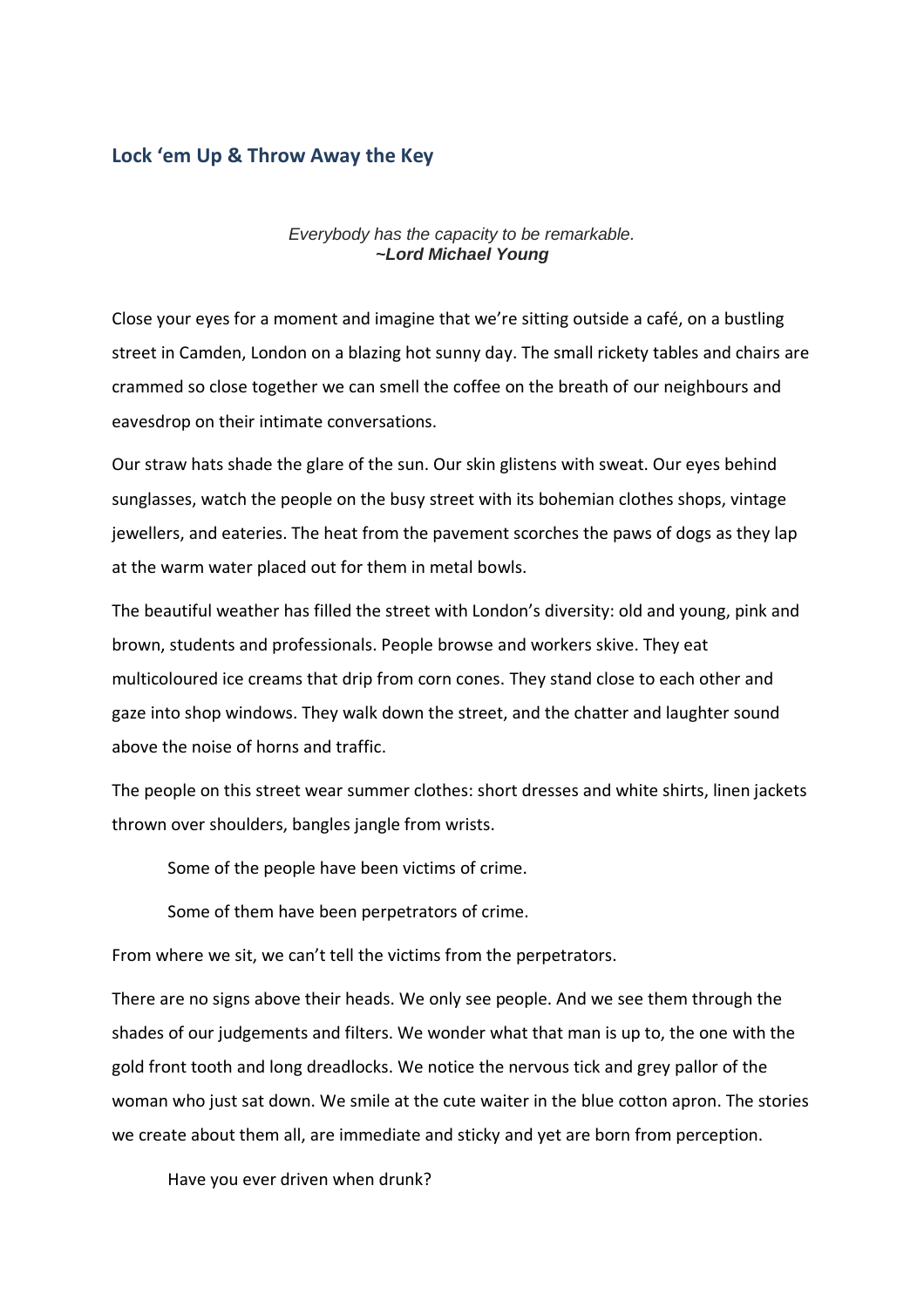## Lock 'em Up & Throw Away the Key

*Everybody has the capacity to be remarkable.*
***~Lord Michael Young***

Close your eyes for a moment and imagine that we're sitting outside a café, on a bustling street in Camden, London on a blazing hot sunny day. The small rickety tables and chairs are crammed so close together we can smell the coffee on the breath of our neighbours and eavesdrop on their intimate conversations.

Our straw hats shade the glare of the sun. Our skin glistens with sweat. Our eyes behind sunglasses, watch the people on the busy street with its bohemian clothes shops, vintage jewellers, and eateries. The heat from the pavement scorches the paws of dogs as they lap at the warm water placed out for them in metal bowls.

The beautiful weather has filled the street with London's diversity: old and young, pink and brown, students and professionals. People browse and workers skive. They eat multicoloured ice creams that drip from corn cones. They stand close to each other and gaze into shop windows. They walk down the street, and the chatter and laughter sound above the noise of horns and traffic.

The people on this street wear summer clothes: short dresses and white shirts, linen jackets thrown over shoulders, bangles jangle from wrists.

> Some of the people have been victims of crime.
>
> Some of them have been perpetrators of crime.

From where we sit, we can't tell the victims from the perpetrators.

There are no signs above their heads. We only see people. And we see them through the shades of our judgements and filters. We wonder what that man is up to, the one with the gold front tooth and long dreadlocks. We notice the nervous tick and grey pallor of the woman who just sat down. We smile at the cute waiter in the blue cotton apron. The stories we create about them all, are immediate and sticky and yet are born from perception.

> Have you ever driven when drunk?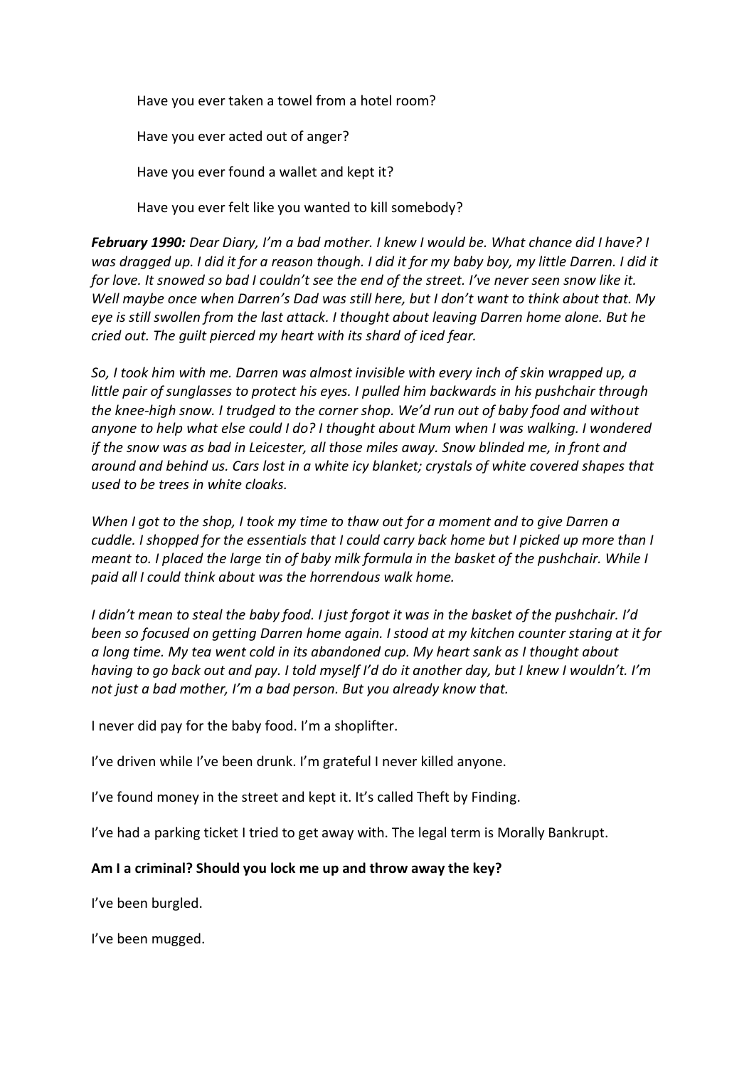Have you ever taken a towel from a hotel room?

Have you ever acted out of anger?

Have you ever found a wallet and kept it?

Have you ever felt like you wanted to kill somebody?

***February 1990:*** *Dear Diary, I'm a bad mother. I knew I would be. What chance did I have? I was dragged up. I did it for a reason though. I did it for my baby boy, my little Darren. I did it for love. It snowed so bad I couldn't see the end of the street. I've never seen snow like it. Well maybe once when Darren's Dad was still here, but I don't want to think about that. My eye is still swollen from the last attack. I thought about leaving Darren home alone. But he cried out. The guilt pierced my heart with its shard of iced fear.*

*So, I took him with me. Darren was almost invisible with every inch of skin wrapped up, a little pair of sunglasses to protect his eyes. I pulled him backwards in his pushchair through the knee-high snow. I trudged to the corner shop. We'd run out of baby food and without anyone to help what else could I do? I thought about Mum when I was walking. I wondered if the snow was as bad in Leicester, all those miles away. Snow blinded me, in front and around and behind us. Cars lost in a white icy blanket; crystals of white covered shapes that used to be trees in white cloaks.*

*When I got to the shop, I took my time to thaw out for a moment and to give Darren a cuddle. I shopped for the essentials that I could carry back home but I picked up more than I meant to. I placed the large tin of baby milk formula in the basket of the pushchair. While I paid all I could think about was the horrendous walk home.*

*I didn't mean to steal the baby food. I just forgot it was in the basket of the pushchair. I'd been so focused on getting Darren home again. I stood at my kitchen counter staring at it for a long time. My tea went cold in its abandoned cup. My heart sank as I thought about having to go back out and pay. I told myself I'd do it another day, but I knew I wouldn't. I'm not just a bad mother, I'm a bad person. But you already know that.*

I never did pay for the baby food. I'm a shoplifter.

I've driven while I've been drunk. I'm grateful I never killed anyone.

I've found money in the street and kept it. It's called Theft by Finding.

I've had a parking ticket I tried to get away with. The legal term is Morally Bankrupt.

**Am I a criminal? Should you lock me up and throw away the key?**

I've been burgled.

I've been mugged.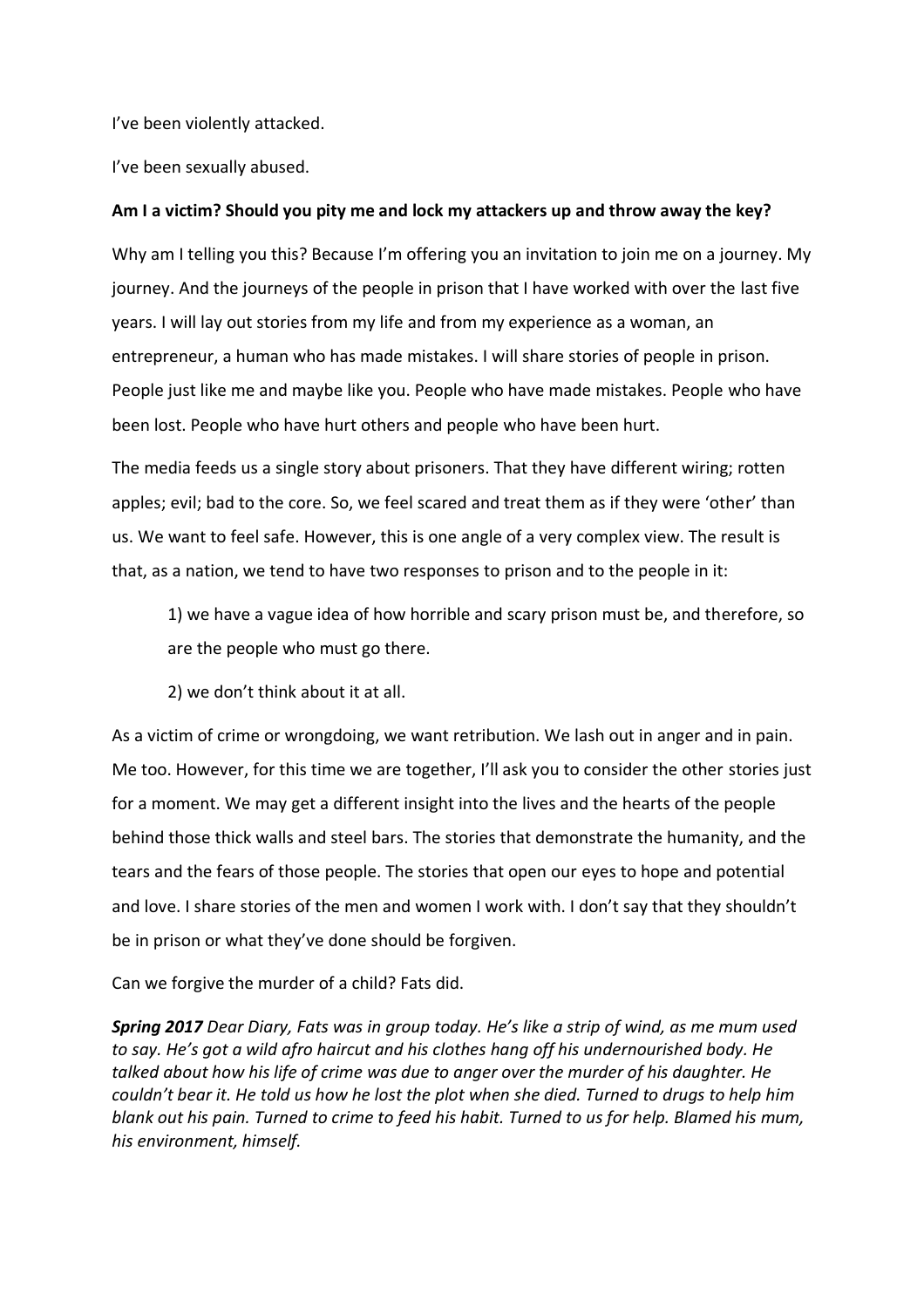I've been violently attacked.

I've been sexually abused.

**Am I a victim? Should you pity me and lock my attackers up and throw away the key?**

Why am I telling you this? Because I'm offering you an invitation to join me on a journey. My journey. And the journeys of the people in prison that I have worked with over the last five years. I will lay out stories from my life and from my experience as a woman, an entrepreneur, a human who has made mistakes. I will share stories of people in prison. People just like me and maybe like you. People who have made mistakes. People who have been lost. People who have hurt others and people who have been hurt.

The media feeds us a single story about prisoners. That they have different wiring; rotten apples; evil; bad to the core. So, we feel scared and treat them as if they were 'other' than us. We want to feel safe. However, this is one angle of a very complex view. The result is that, as a nation, we tend to have two responses to prison and to the people in it:

1) we have a vague idea of how horrible and scary prison must be, and therefore, so are the people who must go there.

2) we don't think about it at all.

As a victim of crime or wrongdoing, we want retribution. We lash out in anger and in pain. Me too. However, for this time we are together, I'll ask you to consider the other stories just for a moment. We may get a different insight into the lives and the hearts of the people behind those thick walls and steel bars. The stories that demonstrate the humanity, and the tears and the fears of those people. The stories that open our eyes to hope and potential and love. I share stories of the men and women I work with. I don't say that they shouldn't be in prison or what they've done should be forgiven.

Can we forgive the murder of a child? Fats did.

***Spring 2017*** *Dear Diary, Fats was in group today. He's like a strip of wind, as me mum used to say. He's got a wild afro haircut and his clothes hang off his undernourished body. He talked about how his life of crime was due to anger over the murder of his daughter. He couldn't bear it. He told us how he lost the plot when she died. Turned to drugs to help him blank out his pain. Turned to crime to feed his habit. Turned to us for help. Blamed his mum, his environment, himself.*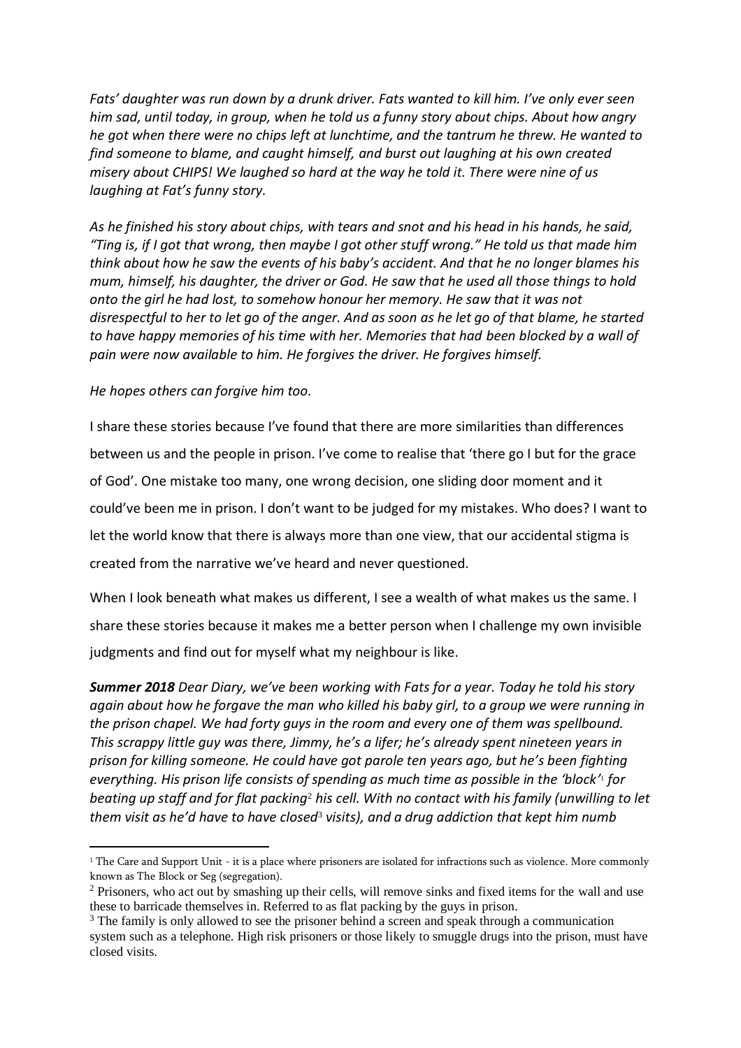*Fats' daughter was run down by a drunk driver. Fats wanted to kill him. I've only ever seen him sad, until today, in group, when he told us a funny story about chips. About how angry he got when there were no chips left at lunchtime, and the tantrum he threw. He wanted to find someone to blame, and caught himself, and burst out laughing at his own created misery about CHIPS! We laughed so hard at the way he told it. There were nine of us laughing at Fat's funny story.*

*As he finished his story about chips, with tears and snot and his head in his hands, he said, "Ting is, if I got that wrong, then maybe I got other stuff wrong." He told us that made him think about how he saw the events of his baby's accident. And that he no longer blames his mum, himself, his daughter, the driver or God. He saw that he used all those things to hold onto the girl he had lost, to somehow honour her memory. He saw that it was not disrespectful to her to let go of the anger. And as soon as he let go of that blame, he started to have happy memories of his time with her. Memories that had been blocked by a wall of pain were now available to him. He forgives the driver. He forgives himself.*

*He hopes others can forgive him too.*

I share these stories because I've found that there are more similarities than differences between us and the people in prison. I've come to realise that 'there go I but for the grace of God'. One mistake too many, one wrong decision, one sliding door moment and it could've been me in prison. I don't want to be judged for my mistakes. Who does? I want to let the world know that there is always more than one view, that our accidental stigma is created from the narrative we've heard and never questioned.

When I look beneath what makes us different, I see a wealth of what makes us the same. I share these stories because it makes me a better person when I challenge my own invisible judgments and find out for myself what my neighbour is like.

***Summer 2018*** *Dear Diary, we've been working with Fats for a year. Today he told his story again about how he forgave the man who killed his baby girl, to a group we were running in the prison chapel. We had forty guys in the room and every one of them was spellbound. This scrappy little guy was there, Jimmy, he's a lifer; he's already spent nineteen years in prison for killing someone. He could have got parole ten years ago, but he's been fighting everything. His prison life consists of spending as much time as possible in the 'block'*[1] *for beating up staff and for flat packing*[2] *his cell. With no contact with his family (unwilling to let them visit as he'd have to have closed*[3] *visits), and a drug addiction that kept him numb*

---

[1] The Care and Support Unit - it is a place where prisoners are isolated for infractions such as violence. More commonly known as The Block or Seg (segregation).

[2] Prisoners, who act out by smashing up their cells, will remove sinks and fixed items for the wall and use these to barricade themselves in. Referred to as flat packing by the guys in prison.

[3] The family is only allowed to see the prisoner behind a screen and speak through a communication system such as a telephone. High risk prisoners or those likely to smuggle drugs into the prison, must have closed visits.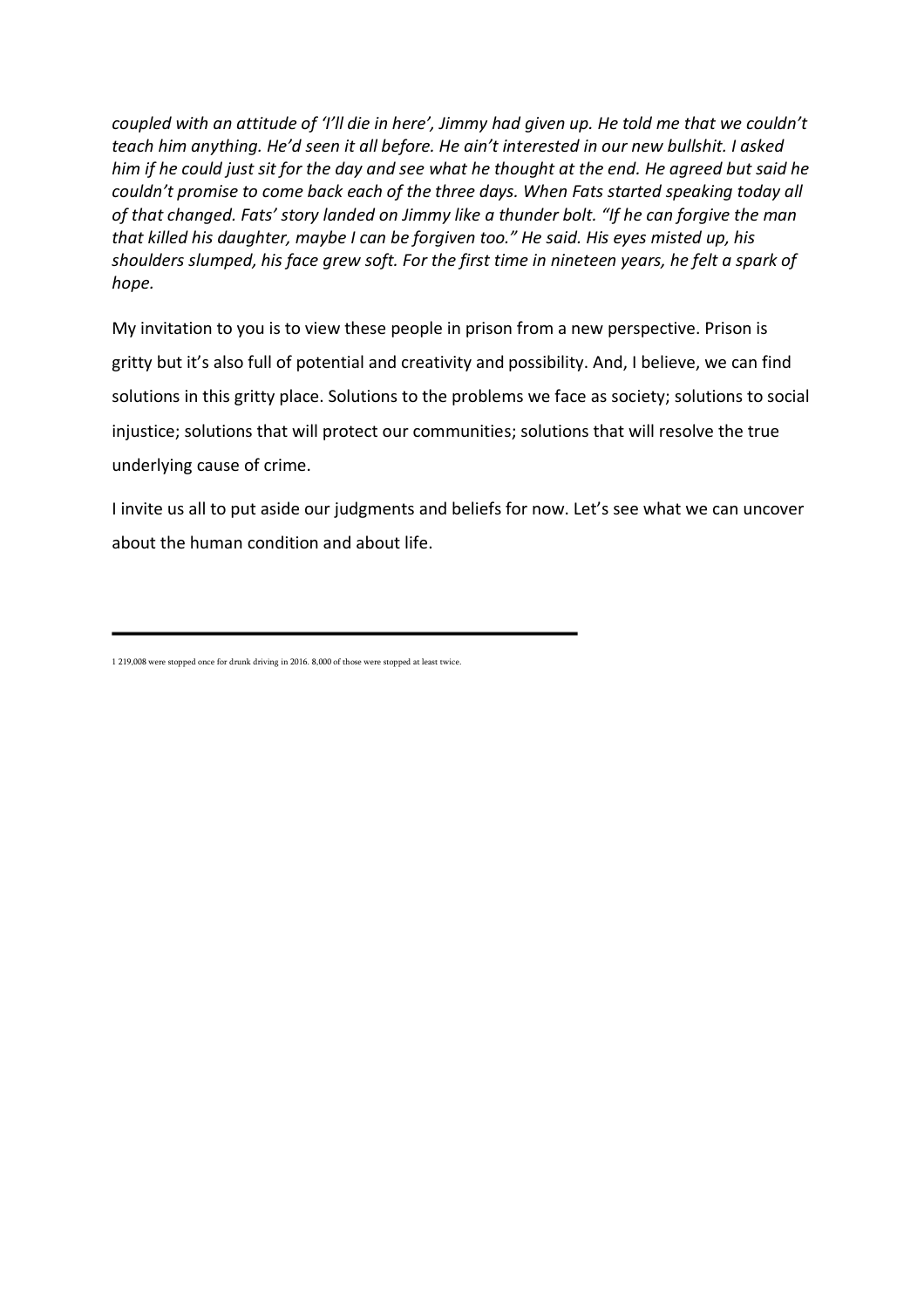*coupled with an attitude of 'I'll die in here', Jimmy had given up. He told me that we couldn't teach him anything. He'd seen it all before. He ain't interested in our new bullshit. I asked him if he could just sit for the day and see what he thought at the end. He agreed but said he couldn't promise to come back each of the three days. When Fats started speaking today all of that changed. Fats' story landed on Jimmy like a thunder bolt. "If he can forgive the man that killed his daughter, maybe I can be forgiven too." He said. His eyes misted up, his shoulders slumped, his face grew soft. For the first time in nineteen years, he felt a spark of hope.*

My invitation to you is to view these people in prison from a new perspective. Prison is gritty but it's also full of potential and creativity and possibility. And, I believe, we can find solutions in this gritty place. Solutions to the problems we face as society; solutions to social injustice; solutions that will protect our communities; solutions that will resolve the true underlying cause of crime.

I invite us all to put aside our judgments and beliefs for now. Let's see what we can uncover about the human condition and about life.

---

1 219,008 were stopped once for drunk driving in 2016. 8,000 of those were stopped at least twice.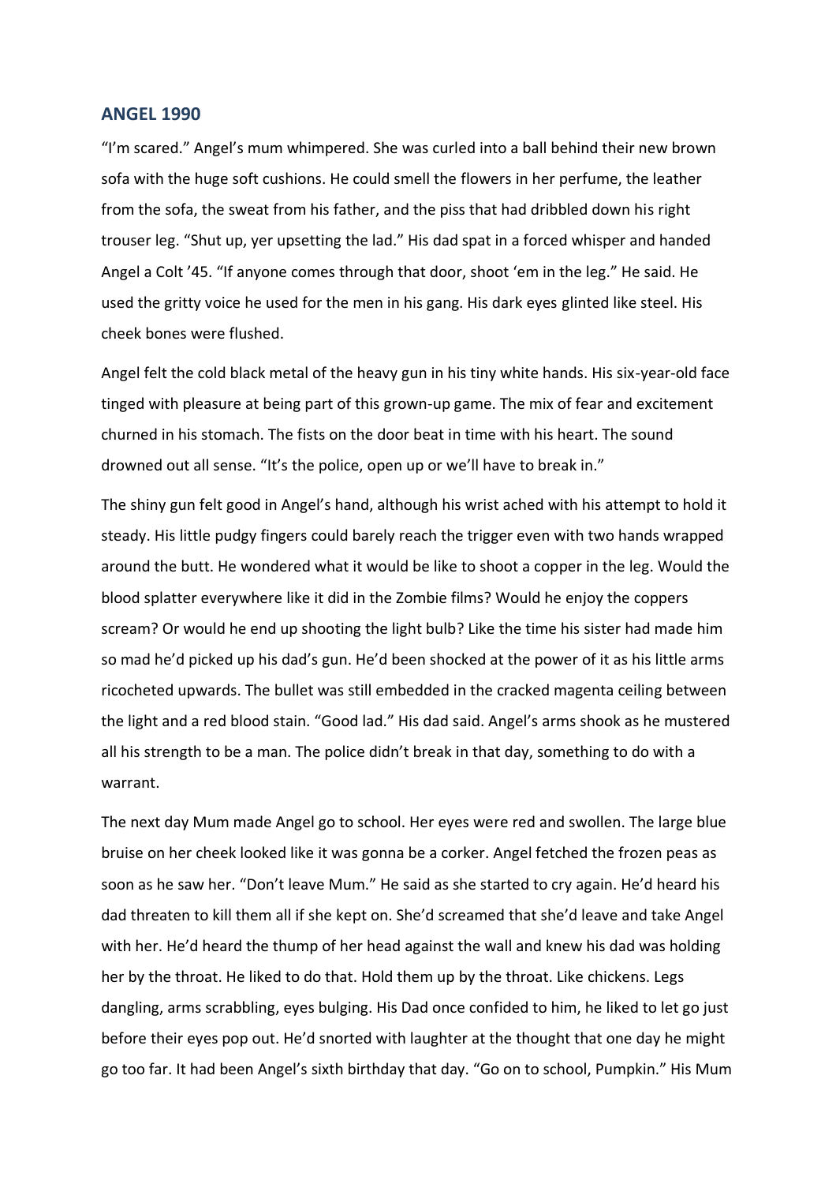## ANGEL 1990

"I'm scared." Angel's mum whimpered. She was curled into a ball behind their new brown sofa with the huge soft cushions. He could smell the flowers in her perfume, the leather from the sofa, the sweat from his father, and the piss that had dribbled down his right trouser leg. "Shut up, yer upsetting the lad." His dad spat in a forced whisper and handed Angel a Colt '45. "If anyone comes through that door, shoot 'em in the leg." He said. He used the gritty voice he used for the men in his gang. His dark eyes glinted like steel. His cheek bones were flushed.

Angel felt the cold black metal of the heavy gun in his tiny white hands. His six-year-old face tinged with pleasure at being part of this grown-up game. The mix of fear and excitement churned in his stomach. The fists on the door beat in time with his heart. The sound drowned out all sense. "It's the police, open up or we'll have to break in."

The shiny gun felt good in Angel's hand, although his wrist ached with his attempt to hold it steady. His little pudgy fingers could barely reach the trigger even with two hands wrapped around the butt. He wondered what it would be like to shoot a copper in the leg. Would the blood splatter everywhere like it did in the Zombie films? Would he enjoy the coppers scream? Or would he end up shooting the light bulb? Like the time his sister had made him so mad he'd picked up his dad's gun. He'd been shocked at the power of it as his little arms ricocheted upwards. The bullet was still embedded in the cracked magenta ceiling between the light and a red blood stain. "Good lad." His dad said. Angel's arms shook as he mustered all his strength to be a man. The police didn't break in that day, something to do with a warrant.

The next day Mum made Angel go to school. Her eyes were red and swollen. The large blue bruise on her cheek looked like it was gonna be a corker. Angel fetched the frozen peas as soon as he saw her. "Don't leave Mum." He said as she started to cry again. He'd heard his dad threaten to kill them all if she kept on. She'd screamed that she'd leave and take Angel with her. He'd heard the thump of her head against the wall and knew his dad was holding her by the throat. He liked to do that. Hold them up by the throat. Like chickens. Legs dangling, arms scrabbling, eyes bulging. His Dad once confided to him, he liked to let go just before their eyes pop out. He'd snorted with laughter at the thought that one day he might go too far. It had been Angel's sixth birthday that day. "Go on to school, Pumpkin." His Mum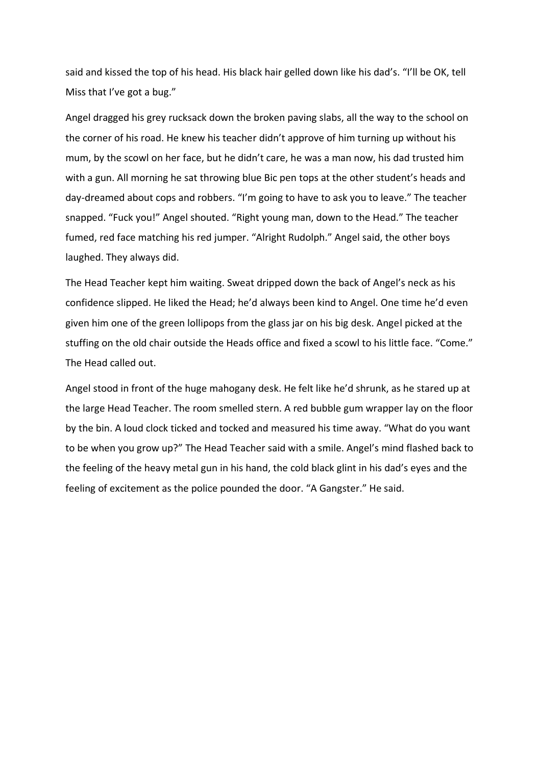said and kissed the top of his head. His black hair gelled down like his dad's. "I'll be OK, tell Miss that I've got a bug."

Angel dragged his grey rucksack down the broken paving slabs, all the way to the school on the corner of his road. He knew his teacher didn't approve of him turning up without his mum, by the scowl on her face, but he didn't care, he was a man now, his dad trusted him with a gun. All morning he sat throwing blue Bic pen tops at the other student's heads and day-dreamed about cops and robbers. "I'm going to have to ask you to leave." The teacher snapped. "Fuck you!" Angel shouted. "Right young man, down to the Head." The teacher fumed, red face matching his red jumper. "Alright Rudolph." Angel said, the other boys laughed. They always did.

The Head Teacher kept him waiting. Sweat dripped down the back of Angel's neck as his confidence slipped. He liked the Head; he'd always been kind to Angel. One time he'd even given him one of the green lollipops from the glass jar on his big desk. Angel picked at the stuffing on the old chair outside the Heads office and fixed a scowl to his little face. "Come." The Head called out.

Angel stood in front of the huge mahogany desk. He felt like he'd shrunk, as he stared up at the large Head Teacher. The room smelled stern. A red bubble gum wrapper lay on the floor by the bin. A loud clock ticked and tocked and measured his time away. "What do you want to be when you grow up?" The Head Teacher said with a smile. Angel's mind flashed back to the feeling of the heavy metal gun in his hand, the cold black glint in his dad's eyes and the feeling of excitement as the police pounded the door. "A Gangster." He said.